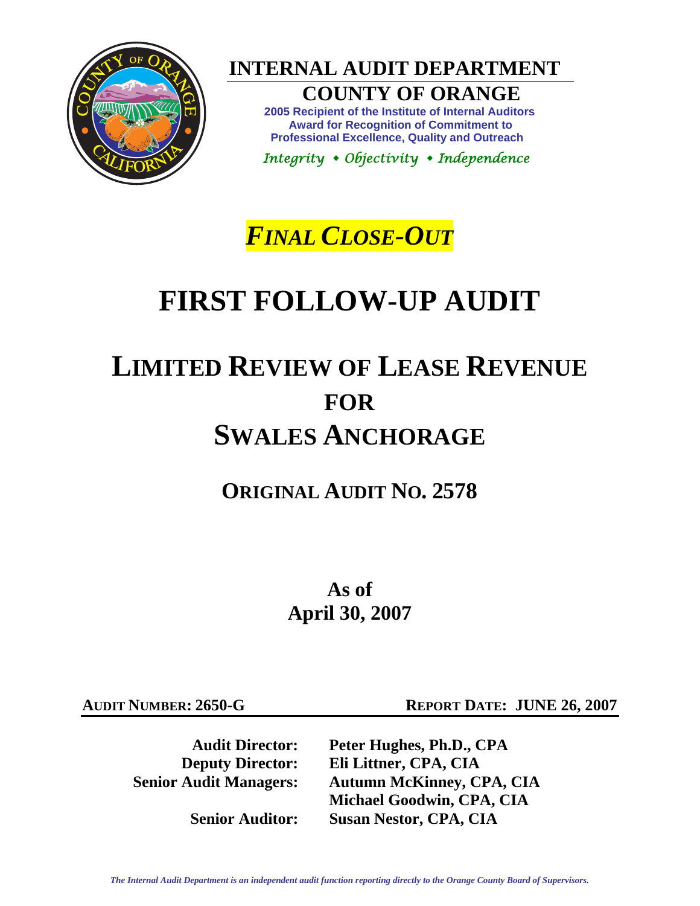# INTERNAL AUDIT DEPARTMENT

## COUNTY OF ORANGE

**2005 Recipient of the Institute of Internal Auditors Award for Recognition of Commitment to Professional Excellence, Quality and Outreach**

*Integrity • Objectivity • Independence*

***FINAL CLOSE-OUT***

# FIRST FOLLOW-UP AUDIT

# LIMITED REVIEW OF LEASE REVENUE FOR SWALES ANCHORAGE

## ORIGINAL AUDIT NO. 2578

**As of April 30, 2007**

**AUDIT NUMBER: 2650-G** | **REPORT DATE: JUNE 26, 2007**

| | |
|---|---|
| **Audit Director:** | **Peter Hughes, Ph.D., CPA** |
| **Deputy Director:** | **Eli Littner, CPA, CIA** |
| **Senior Audit Managers:** | **Autumn McKinney, CPA, CIA** |
| | **Michael Goodwin, CPA, CIA** |
| **Senior Auditor:** | **Susan Nestor, CPA, CIA** |

*The Internal Audit Department is an independent audit function reporting directly to the Orange County Board of Supervisors.*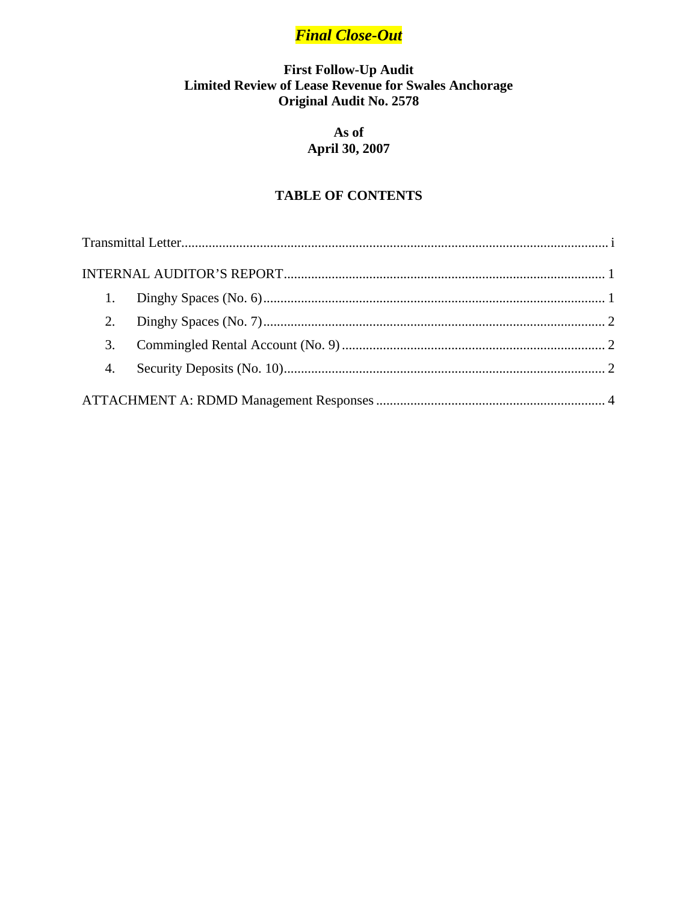***Final Close-Out***

**First Follow-Up Audit**
**Limited Review of Lease Revenue for Swales Anchorage**
**Original Audit No. 2578**

**As of**
**April 30, 2007**

## TABLE OF CONTENTS

Transmittal Letter ........................................................................................................ i

INTERNAL AUDITOR'S REPORT ............................................................................. 1

1. Dinghy Spaces (No. 6) ......................................................................................... 1
2. Dinghy Spaces (No. 7) ......................................................................................... 2
3. Commingled Rental Account (No. 9) ................................................................... 2
4. Security Deposits (No. 10) .................................................................................... 2

ATTACHMENT A: RDMD Management Responses ................................................... 4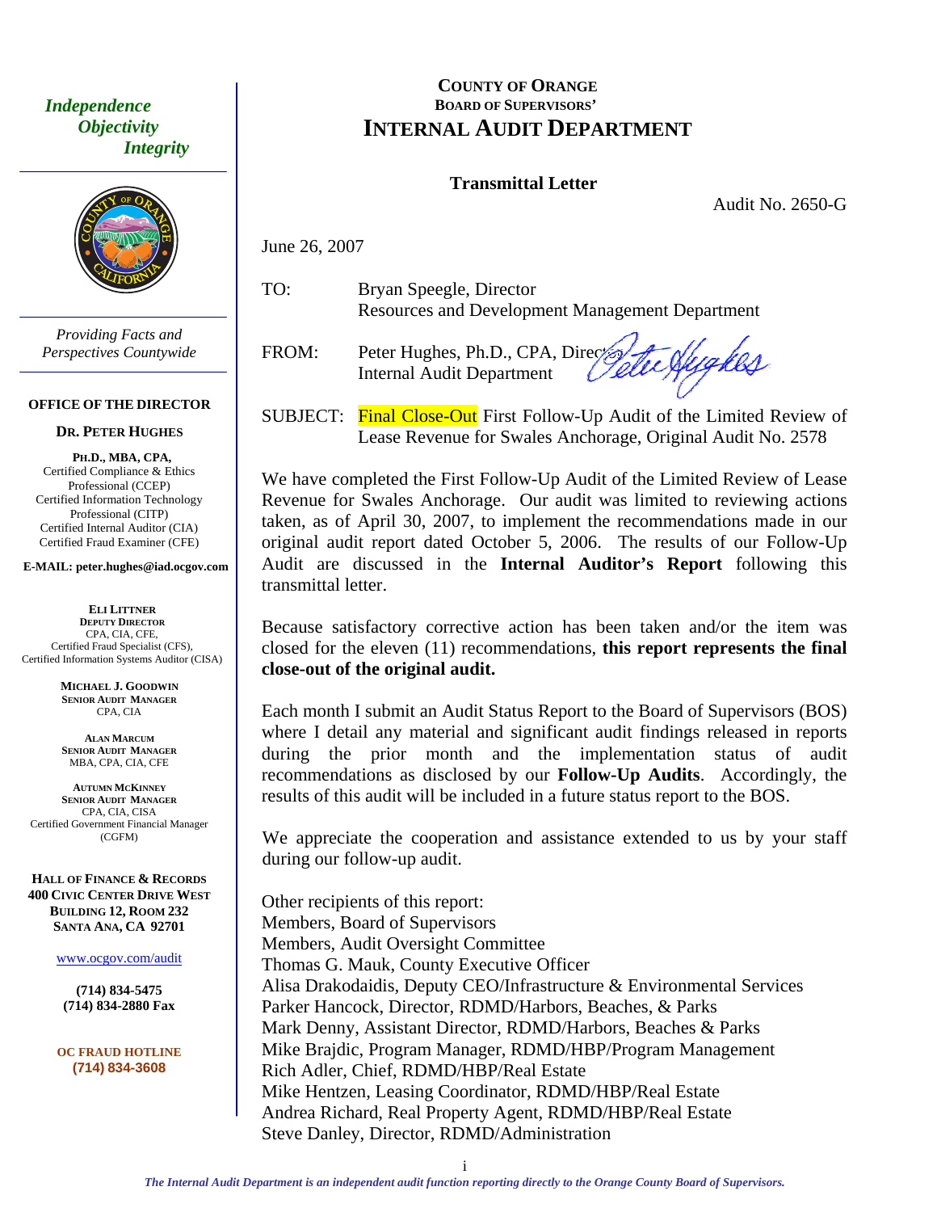*Independence*
*Objectivity*
*Integrity*

*Providing Facts and Perspectives Countywide*

**OFFICE OF THE DIRECTOR**

**DR. PETER HUGHES**

**PH.D., MBA, CPA,**
Certified Compliance & Ethics Professional (CCEP)
Certified Information Technology Professional (CITP)
Certified Internal Auditor (CIA)
Certified Fraud Examiner (CFE)

**E-MAIL: peter.hughes@iad.ocgov.com**

**ELI LITTNER**
**DEPUTY DIRECTOR**
CPA, CIA, CFE,
Certified Fraud Specialist (CFS),
Certified Information Systems Auditor (CISA)

**MICHAEL J. GOODWIN**
**SENIOR AUDIT MANAGER**
CPA, CIA

**ALAN MARCUM**
**SENIOR AUDIT MANAGER**
MBA, CPA, CIA, CFE

**AUTUMN MCKINNEY**
**SENIOR AUDIT MANAGER**
CPA, CIA, CISA
Certified Government Financial Manager (CGFM)

**HALL OF FINANCE & RECORDS**
**400 CIVIC CENTER DRIVE WEST**
**BUILDING 12, ROOM 232**
**SANTA ANA, CA 92701**

www.ocgov.com/audit

**(714) 834-5475**
**(714) 834-2880 Fax**

**OC FRAUD HOTLINE**
**(714) 834-3608**

# COUNTY OF ORANGE
## BOARD OF SUPERVISORS'
# INTERNAL AUDIT DEPARTMENT

### Transmittal Letter

Audit No. 2650-G

June 26, 2007

TO: Bryan Speegle, Director
Resources and Development Management Department

FROM: Peter Hughes, Ph.D., CPA, Director
Internal Audit Department

SUBJECT: Final Close-Out First Follow-Up Audit of the Limited Review of Lease Revenue for Swales Anchorage, Original Audit No. 2578

We have completed the First Follow-Up Audit of the Limited Review of Lease Revenue for Swales Anchorage. Our audit was limited to reviewing actions taken, as of April 30, 2007, to implement the recommendations made in our original audit report dated October 5, 2006. The results of our Follow-Up Audit are discussed in the **Internal Auditor's Report** following this transmittal letter.

Because satisfactory corrective action has been taken and/or the item was closed for the eleven (11) recommendations, **this report represents the final close-out of the original audit.**

Each month I submit an Audit Status Report to the Board of Supervisors (BOS) where I detail any material and significant audit findings released in reports during the prior month and the implementation status of audit recommendations as disclosed by our **Follow-Up Audits**. Accordingly, the results of this audit will be included in a future status report to the BOS.

We appreciate the cooperation and assistance extended to us by your staff during our follow-up audit.

Other recipients of this report:
Members, Board of Supervisors
Members, Audit Oversight Committee
Thomas G. Mauk, County Executive Officer
Alisa Drakodaidis, Deputy CEO/Infrastructure & Environmental Services
Parker Hancock, Director, RDMD/Harbors, Beaches, & Parks
Mark Denny, Assistant Director, RDMD/Harbors, Beaches & Parks
Mike Brajdic, Program Manager, RDMD/HBP/Program Management
Rich Adler, Chief, RDMD/HBP/Real Estate
Mike Hentzen, Leasing Coordinator, RDMD/HBP/Real Estate
Andrea Richard, Real Property Agent, RDMD/HBP/Real Estate
Steve Danley, Director, RDMD/Administration

*The Internal Audit Department is an independent audit function reporting directly to the Orange County Board of Supervisors.*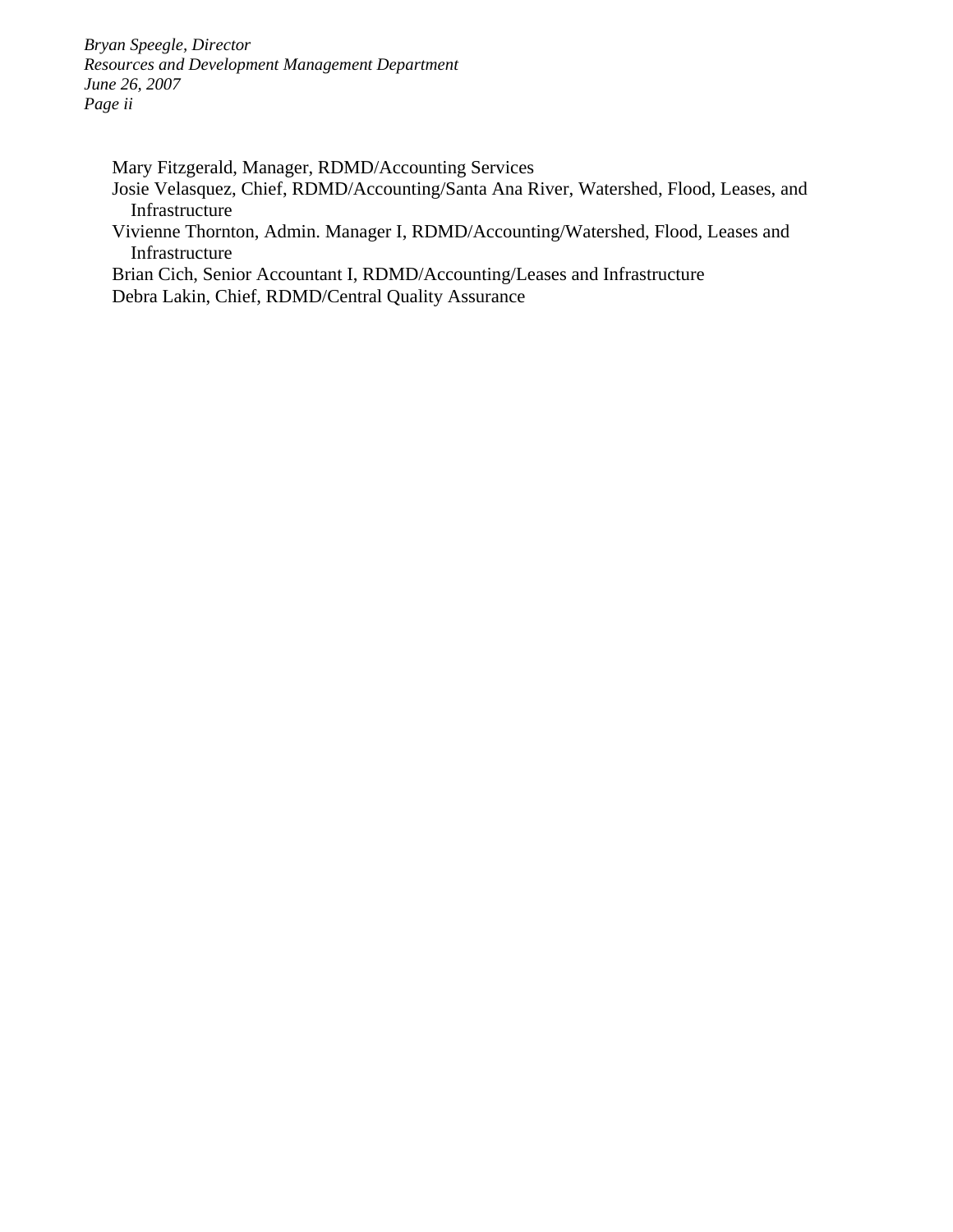Mary Fitzgerald, Manager, RDMD/Accounting Services
Josie Velasquez, Chief, RDMD/Accounting/Santa Ana River, Watershed, Flood, Leases, and Infrastructure
Vivienne Thornton, Admin. Manager I, RDMD/Accounting/Watershed, Flood, Leases and Infrastructure
Brian Cich, Senior Accountant I, RDMD/Accounting/Leases and Infrastructure
Debra Lakin, Chief, RDMD/Central Quality Assurance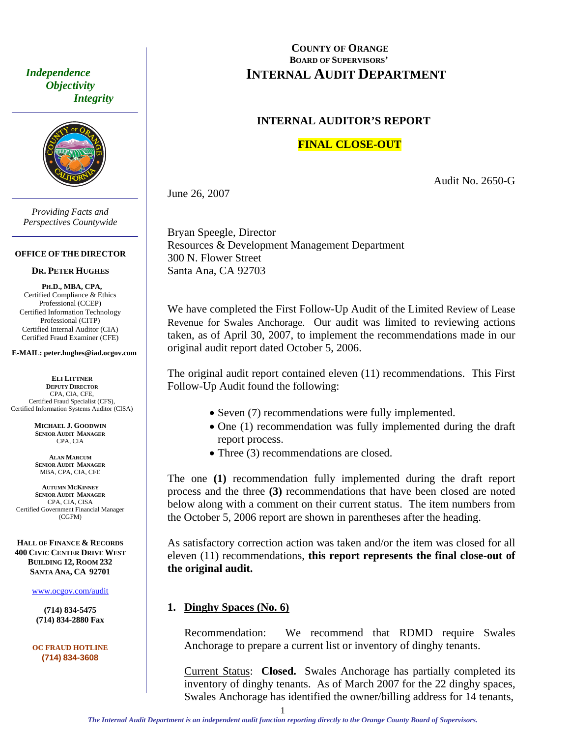# COUNTY OF ORANGE
## BOARD OF SUPERVISORS'
# INTERNAL AUDIT DEPARTMENT

*Independence*
*Objectivity*
*Integrity*

*Providing Facts and Perspectives Countywide*

**OFFICE OF THE DIRECTOR**

**DR. PETER HUGHES**
**PH.D., MBA, CPA,**
Certified Compliance & Ethics Professional (CCEP)
Certified Information Technology Professional (CITP)
Certified Internal Auditor (CIA)
Certified Fraud Examiner (CFE)

**E-MAIL: peter.hughes@iad.ocgov.com**

**ELI LITTNER**
**DEPUTY DIRECTOR**
CPA, CIA, CFE,
Certified Fraud Specialist (CFS),
Certified Information Systems Auditor (CISA)

**MICHAEL J. GOODWIN**
**SENIOR AUDIT MANAGER**
CPA, CIA

**ALAN MARCUM**
**SENIOR AUDIT MANAGER**
MBA, CPA, CIA, CFE

**AUTUMN MCKINNEY**
**SENIOR AUDIT MANAGER**
CPA, CIA, CISA
Certified Government Financial Manager (CGFM)

**HALL OF FINANCE & RECORDS**
**400 CIVIC CENTER DRIVE WEST**
**BUILDING 12, ROOM 232**
**SANTA ANA, CA 92701**

www.ocgov.com/audit

**(714) 834-5475**
**(714) 834-2880 Fax**

**OC FRAUD HOTLINE**
**(714) 834-3608**

---

## INTERNAL AUDITOR'S REPORT

**FINAL CLOSE-OUT**

Audit No. 2650-G

June 26, 2007

Bryan Speegle, Director
Resources & Development Management Department
300 N. Flower Street
Santa Ana, CA 92703

We have completed the First Follow-Up Audit of the Limited Review of Lease Revenue for Swales Anchorage. Our audit was limited to reviewing actions taken, as of April 30, 2007, to implement the recommendations made in our original audit report dated October 5, 2006.

The original audit report contained eleven (11) recommendations. This First Follow-Up Audit found the following:

- Seven (7) recommendations were fully implemented.
- One (1) recommendation was fully implemented during the draft report process.
- Three (3) recommendations are closed.

The one **(1)** recommendation fully implemented during the draft report process and the three **(3)** recommendations that have been closed are noted below along with a comment on their current status. The item numbers from the October 5, 2006 report are shown in parentheses after the heading.

As satisfactory correction action was taken and/or the item was closed for all eleven (11) recommendations, **this report represents the final close-out of the original audit.**

**1. Dinghy Spaces (No. 6)**

Recommendation: We recommend that RDMD require Swales Anchorage to prepare a current list or inventory of dinghy tenants.

Current Status: **Closed.** Swales Anchorage has partially completed its inventory of dinghy tenants. As of March 2007 for the 22 dinghy spaces, Swales Anchorage has identified the owner/billing address for 14 tenants,

*The Internal Audit Department is an independent audit function reporting directly to the Orange County Board of Supervisors.*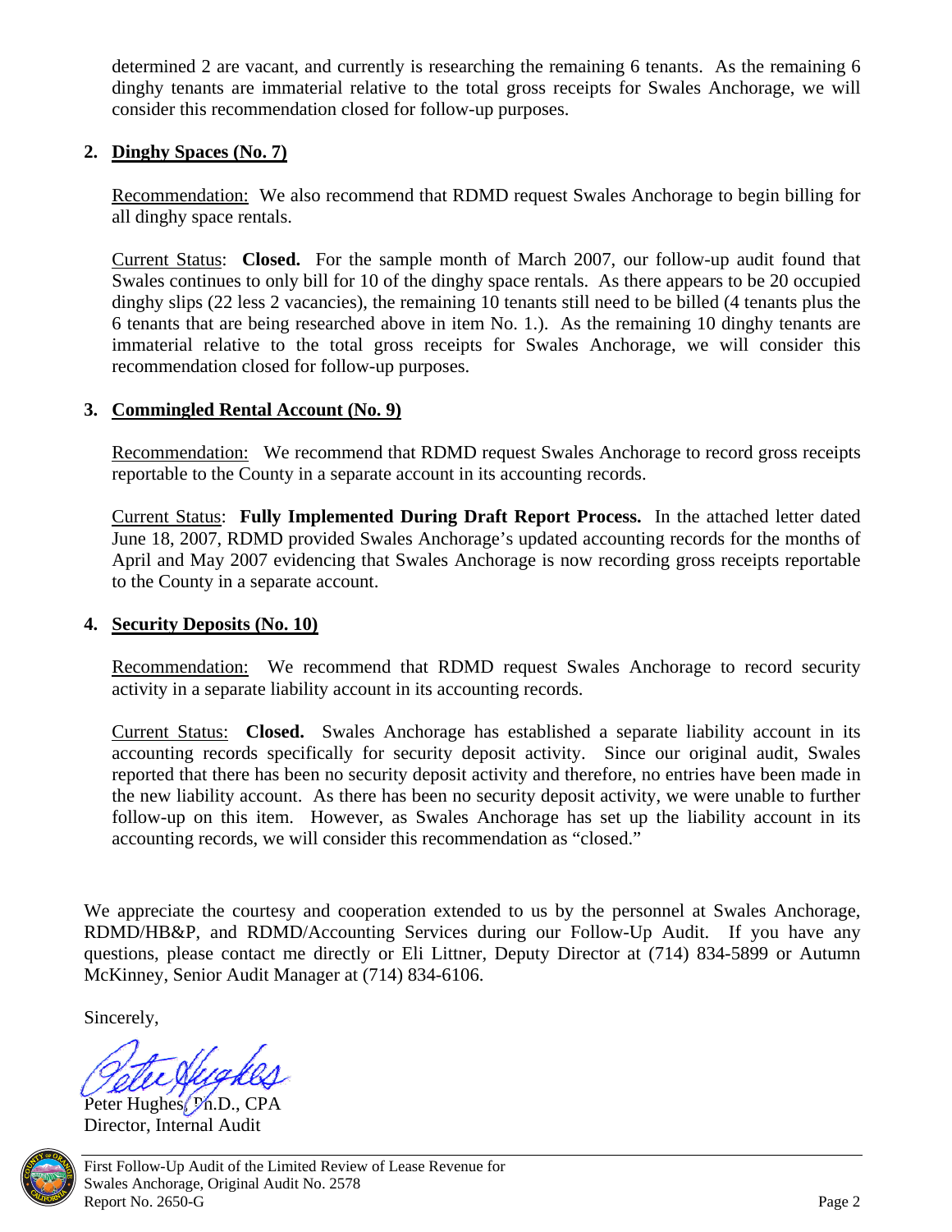determined 2 are vacant, and currently is researching the remaining 6 tenants. As the remaining 6 dinghy tenants are immaterial relative to the total gross receipts for Swales Anchorage, we will consider this recommendation closed for follow-up purposes.

**2. Dinghy Spaces (No. 7)**

Recommendation: We also recommend that RDMD request Swales Anchorage to begin billing for all dinghy space rentals.

Current Status: **Closed.** For the sample month of March 2007, our follow-up audit found that Swales continues to only bill for 10 of the dinghy space rentals. As there appears to be 20 occupied dinghy slips (22 less 2 vacancies), the remaining 10 tenants still need to be billed (4 tenants plus the 6 tenants that are being researched above in item No. 1.). As the remaining 10 dinghy tenants are immaterial relative to the total gross receipts for Swales Anchorage, we will consider this recommendation closed for follow-up purposes.

**3. Commingled Rental Account (No. 9)**

Recommendation: We recommend that RDMD request Swales Anchorage to record gross receipts reportable to the County in a separate account in its accounting records.

Current Status: **Fully Implemented During Draft Report Process.** In the attached letter dated June 18, 2007, RDMD provided Swales Anchorage's updated accounting records for the months of April and May 2007 evidencing that Swales Anchorage is now recording gross receipts reportable to the County in a separate account.

**4. Security Deposits (No. 10)**

Recommendation: We recommend that RDMD request Swales Anchorage to record security activity in a separate liability account in its accounting records.

Current Status: **Closed.** Swales Anchorage has established a separate liability account in its accounting records specifically for security deposit activity. Since our original audit, Swales reported that there has been no security deposit activity and therefore, no entries have been made in the new liability account. As there has been no security deposit activity, we were unable to further follow-up on this item. However, as Swales Anchorage has set up the liability account in its accounting records, we will consider this recommendation as "closed."

We appreciate the courtesy and cooperation extended to us by the personnel at Swales Anchorage, RDMD/HB&P, and RDMD/Accounting Services during our Follow-Up Audit. If you have any questions, please contact me directly or Eli Littner, Deputy Director at (714) 834-5899 or Autumn McKinney, Senior Audit Manager at (714) 834-6106.

Sincerely,

Peter Hughes, Ph.D., CPA
Director, Internal Audit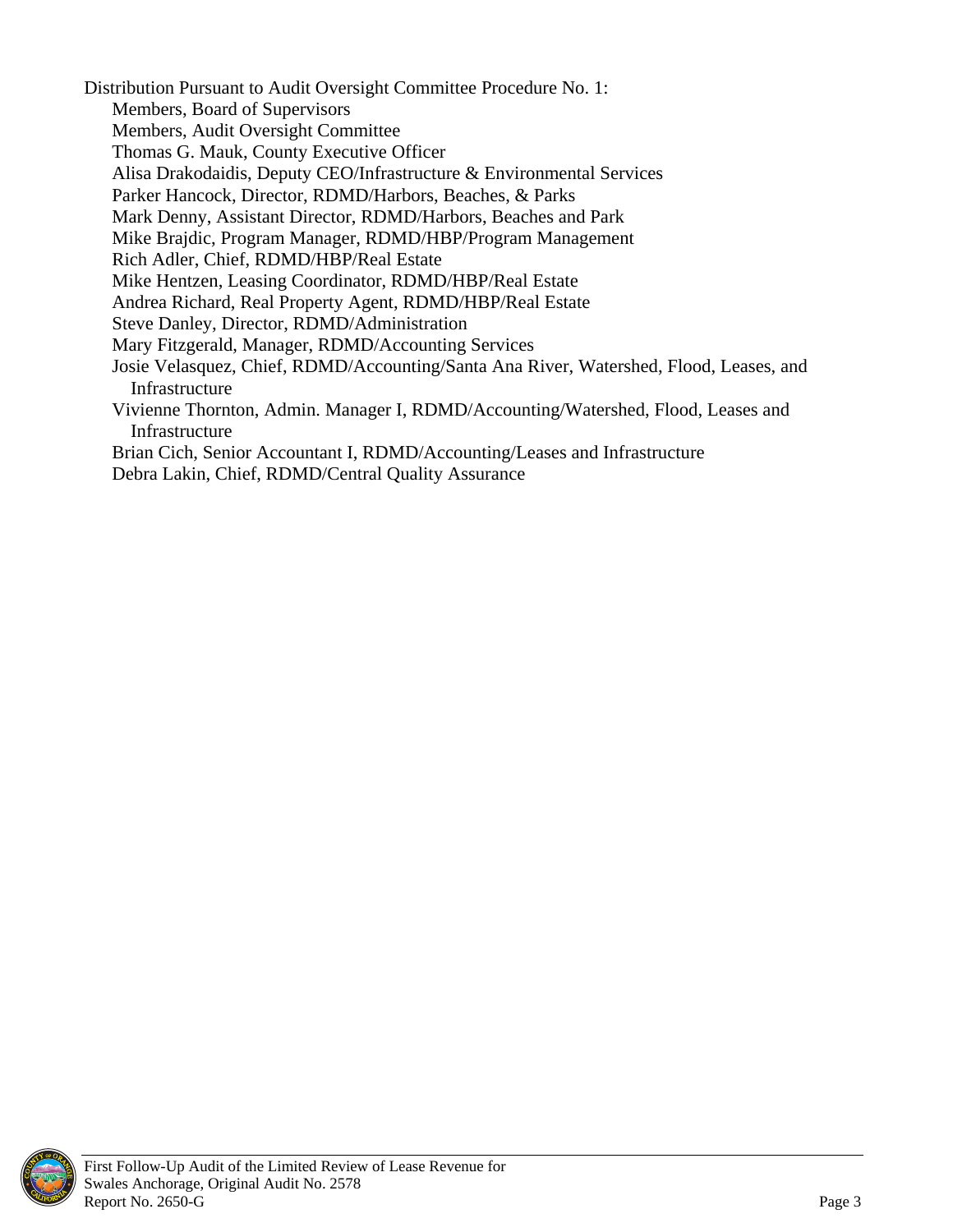Distribution Pursuant to Audit Oversight Committee Procedure No. 1:

- Members, Board of Supervisors
- Members, Audit Oversight Committee
- Thomas G. Mauk, County Executive Officer
- Alisa Drakodaidis, Deputy CEO/Infrastructure & Environmental Services
- Parker Hancock, Director, RDMD/Harbors, Beaches, & Parks
- Mark Denny, Assistant Director, RDMD/Harbors, Beaches and Park
- Mike Brajdic, Program Manager, RDMD/HBP/Program Management
- Rich Adler, Chief, RDMD/HBP/Real Estate
- Mike Hentzen, Leasing Coordinator, RDMD/HBP/Real Estate
- Andrea Richard, Real Property Agent, RDMD/HBP/Real Estate
- Steve Danley, Director, RDMD/Administration
- Mary Fitzgerald, Manager, RDMD/Accounting Services
- Josie Velasquez, Chief, RDMD/Accounting/Santa Ana River, Watershed, Flood, Leases, and Infrastructure
- Vivienne Thornton, Admin. Manager I, RDMD/Accounting/Watershed, Flood, Leases and Infrastructure
- Brian Cich, Senior Accountant I, RDMD/Accounting/Leases and Infrastructure
- Debra Lakin, Chief, RDMD/Central Quality Assurance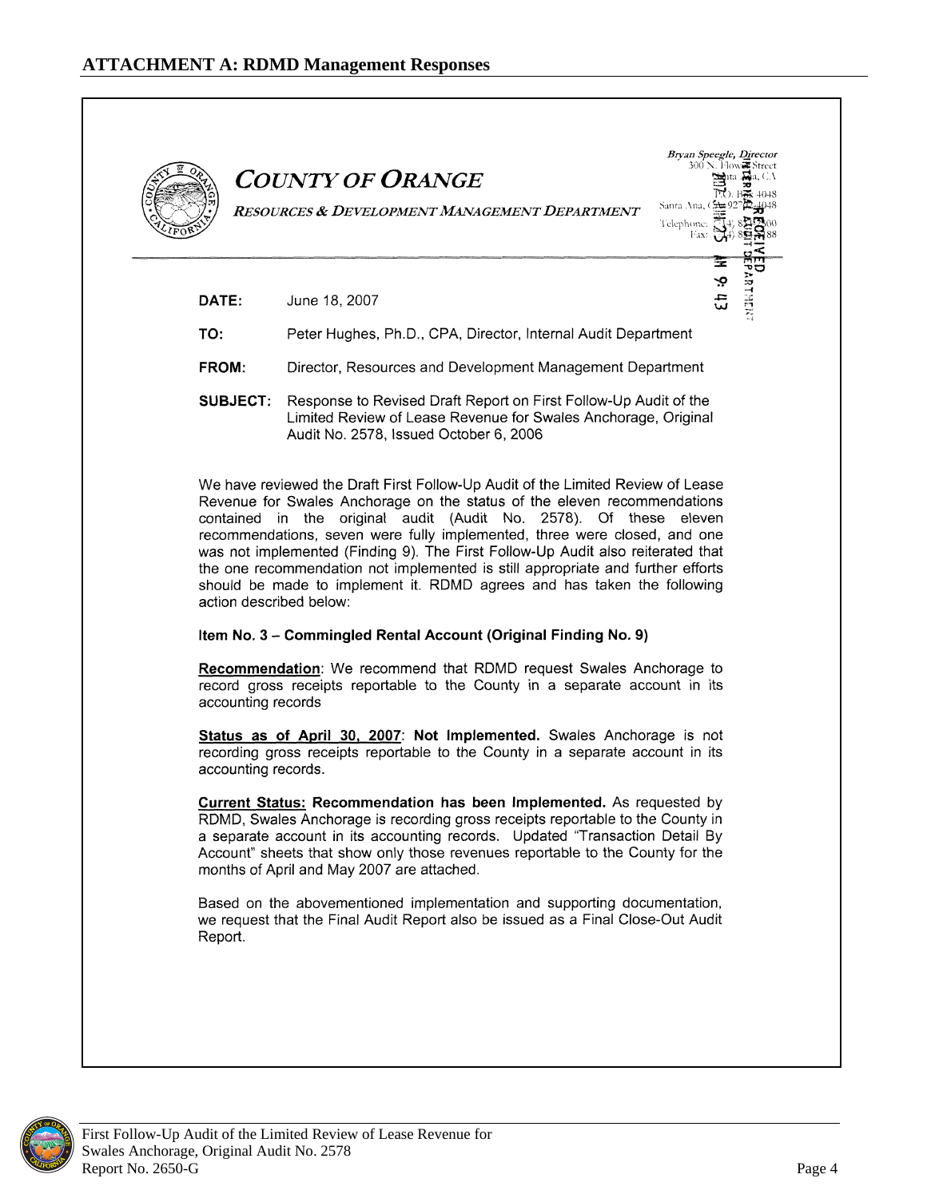## ATTACHMENT A: RDMD Management Responses

**COUNTY OF ORANGE**

*RESOURCES & DEVELOPMENT MANAGEMENT DEPARTMENT*

*Bryan Speegle, Director*
300 N. Flower Street
Santa Ana, CA

P.O. Box 4048
Santa Ana, CA 92702-4048

Telephone: (714) 834-2300
Fax: (714) 834-5188

RECEIVED
INTERNAL AUDIT DEPARTMENT
2007 JUN 25 AM 9:43

**DATE:** June 18, 2007

**TO:** Peter Hughes, Ph.D., CPA, Director, Internal Audit Department

**FROM:** Director, Resources and Development Management Department

**SUBJECT:** Response to Revised Draft Report on First Follow-Up Audit of the Limited Review of Lease Revenue for Swales Anchorage, Original Audit No. 2578, Issued October 6, 2006

We have reviewed the Draft First Follow-Up Audit of the Limited Review of Lease Revenue for Swales Anchorage on the status of the eleven recommendations contained in the original audit (Audit No. 2578). Of these eleven recommendations, seven were fully implemented, three were closed, and one was not implemented (Finding 9). The First Follow-Up Audit also reiterated that the one recommendation not implemented is still appropriate and further efforts should be made to implement it. RDMD agrees and has taken the following action described below:

**Item No. 3 – Commingled Rental Account (Original Finding No. 9)**

**Recommendation**: We recommend that RDMD request Swales Anchorage to record gross receipts reportable to the County in a separate account in its accounting records

**Status as of April 30, 2007**: **Not Implemented.** Swales Anchorage is not recording gross receipts reportable to the County in a separate account in its accounting records.

**Current Status: Recommendation has been Implemented.** As requested by RDMD, Swales Anchorage is recording gross receipts reportable to the County in a separate account in its accounting records. Updated "Transaction Detail By Account" sheets that show only those revenues reportable to the County for the months of April and May 2007 are attached.

Based on the abovementioned implementation and supporting documentation, we request that the Final Audit Report also be issued as a Final Close-Out Audit Report.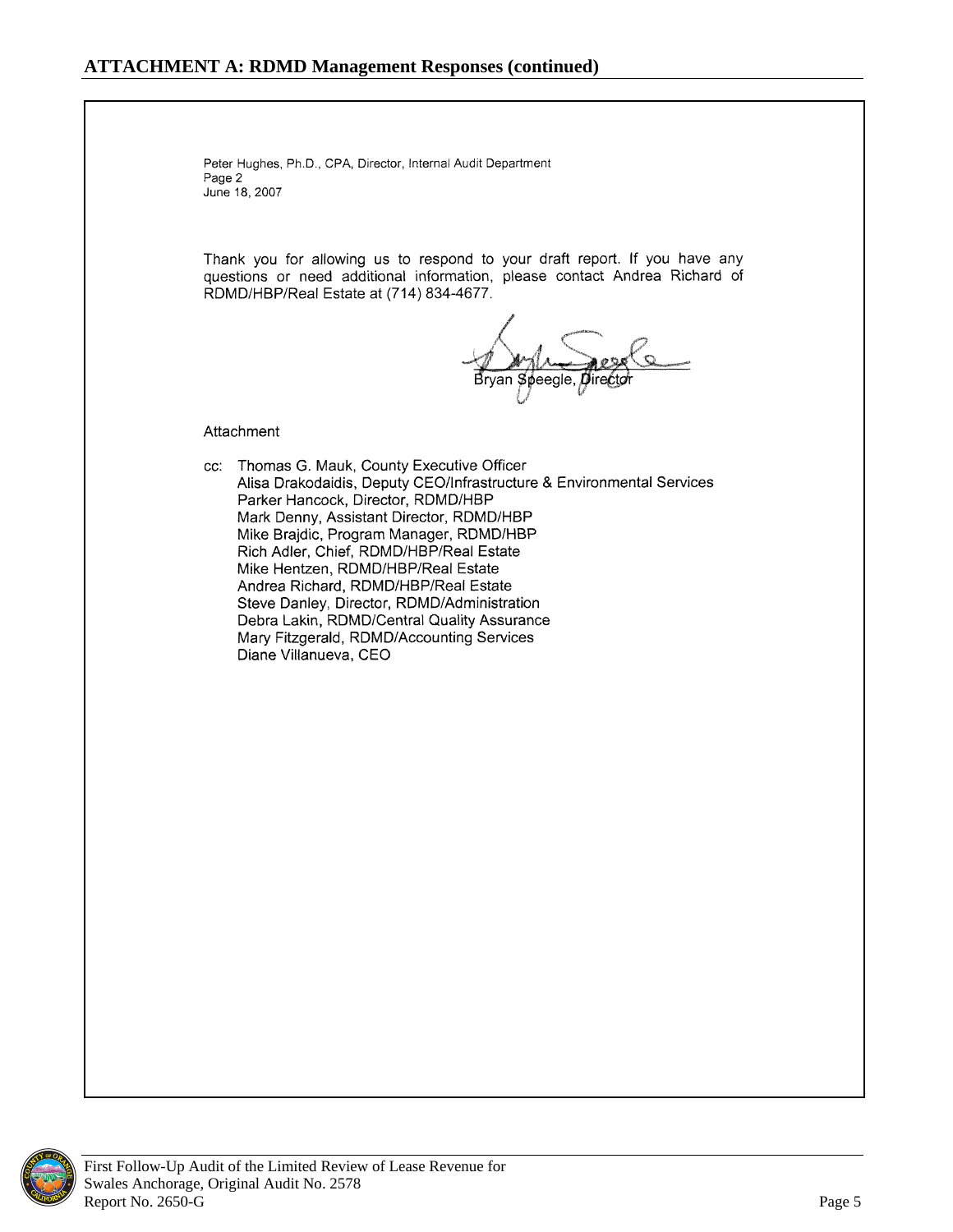## ATTACHMENT A: RDMD Management Responses (continued)

Peter Hughes, Ph.D., CPA, Director, Internal Audit Department
Page 2
June 18, 2007

Thank you for allowing us to respond to your draft report. If you have any questions or need additional information, please contact Andrea Richard of RDMD/HBP/Real Estate at (714) 834-4677.

Bryan Speegle, Director

Attachment

cc: Thomas G. Mauk, County Executive Officer
Alisa Drakodaidis, Deputy CEO/Infrastructure & Environmental Services
Parker Hancock, Director, RDMD/HBP
Mark Denny, Assistant Director, RDMD/HBP
Mike Brajdic, Program Manager, RDMD/HBP
Rich Adler, Chief, RDMD/HBP/Real Estate
Mike Hentzen, RDMD/HBP/Real Estate
Andrea Richard, RDMD/HBP/Real Estate
Steve Danley, Director, RDMD/Administration
Debra Lakin, RDMD/Central Quality Assurance
Mary Fitzgerald, RDMD/Accounting Services
Diane Villanueva, CEO